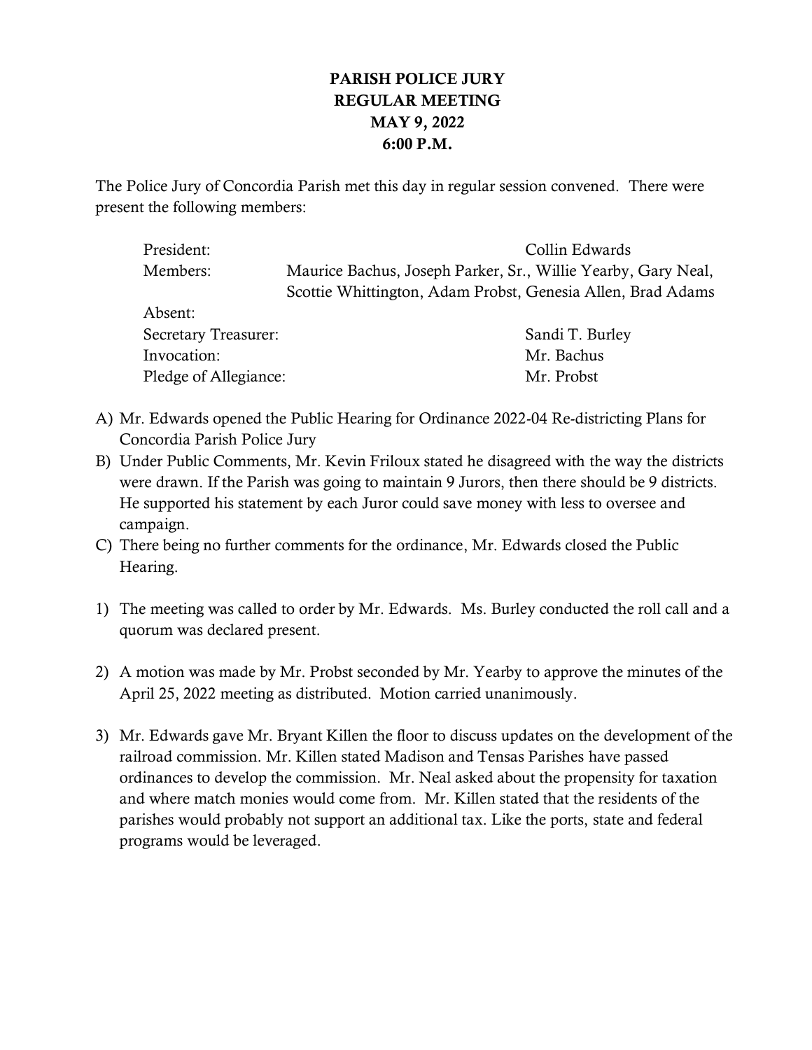# PARISH POLICE JURY
## REGULAR MEETING
## MAY 9, 2022
## 6:00 P.M.

The Police Jury of Concordia Parish met this day in regular session convened. There were present the following members:

| | |
|---|---|
| President: | Collin Edwards |
| Members: | Maurice Bachus, Joseph Parker, Sr., Willie Yearby, Gary Neal, Scottie Whittington, Adam Probst, Genesia Allen, Brad Adams |
| Absent: | |
| Secretary Treasurer: | Sandi T. Burley |
| Invocation: | Mr. Bachus |
| Pledge of Allegiance: | Mr. Probst |

A) Mr. Edwards opened the Public Hearing for Ordinance 2022-04 Re-districting Plans for Concordia Parish Police Jury

B) Under Public Comments, Mr. Kevin Friloux stated he disagreed with the way the districts were drawn. If the Parish was going to maintain 9 Jurors, then there should be 9 districts. He supported his statement by each Juror could save money with less to oversee and campaign.

C) There being no further comments for the ordinance, Mr. Edwards closed the Public Hearing.

1) The meeting was called to order by Mr. Edwards. Ms. Burley conducted the roll call and a quorum was declared present.

2) A motion was made by Mr. Probst seconded by Mr. Yearby to approve the minutes of the April 25, 2022 meeting as distributed. Motion carried unanimously.

3) Mr. Edwards gave Mr. Bryant Killen the floor to discuss updates on the development of the railroad commission. Mr. Killen stated Madison and Tensas Parishes have passed ordinances to develop the commission. Mr. Neal asked about the propensity for taxation and where match monies would come from. Mr. Killen stated that the residents of the parishes would probably not support an additional tax. Like the ports, state and federal programs would be leveraged.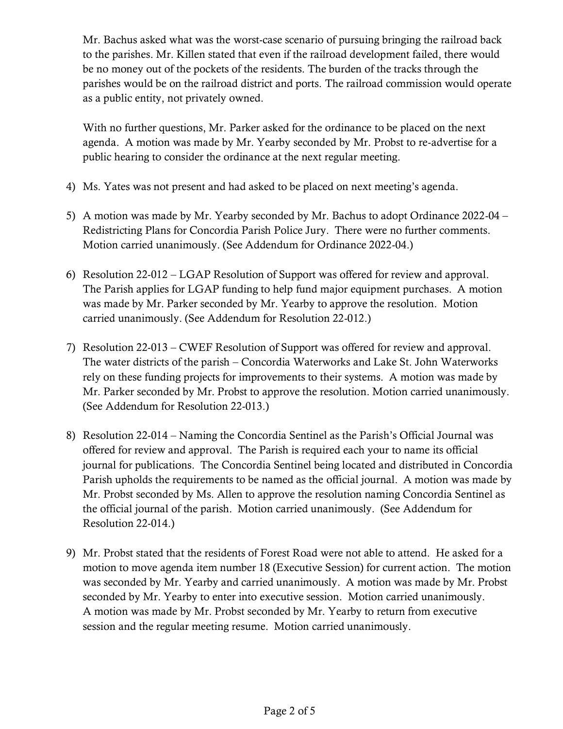Mr. Bachus asked what was the worst-case scenario of pursuing bringing the railroad back to the parishes. Mr. Killen stated that even if the railroad development failed, there would be no money out of the pockets of the residents. The burden of the tracks through the parishes would be on the railroad district and ports. The railroad commission would operate as a public entity, not privately owned.

With no further questions, Mr. Parker asked for the ordinance to be placed on the next agenda. A motion was made by Mr. Yearby seconded by Mr. Probst to re-advertise for a public hearing to consider the ordinance at the next regular meeting.

4) Ms. Yates was not present and had asked to be placed on next meeting's agenda.

5) A motion was made by Mr. Yearby seconded by Mr. Bachus to adopt Ordinance 2022-04 – Redistricting Plans for Concordia Parish Police Jury. There were no further comments. Motion carried unanimously. (See Addendum for Ordinance 2022-04.)

6) Resolution 22-012 – LGAP Resolution of Support was offered for review and approval. The Parish applies for LGAP funding to help fund major equipment purchases. A motion was made by Mr. Parker seconded by Mr. Yearby to approve the resolution. Motion carried unanimously. (See Addendum for Resolution 22-012.)

7) Resolution 22-013 – CWEF Resolution of Support was offered for review and approval. The water districts of the parish – Concordia Waterworks and Lake St. John Waterworks rely on these funding projects for improvements to their systems. A motion was made by Mr. Parker seconded by Mr. Probst to approve the resolution. Motion carried unanimously. (See Addendum for Resolution 22-013.)

8) Resolution 22-014 – Naming the Concordia Sentinel as the Parish's Official Journal was offered for review and approval. The Parish is required each your to name its official journal for publications. The Concordia Sentinel being located and distributed in Concordia Parish upholds the requirements to be named as the official journal. A motion was made by Mr. Probst seconded by Ms. Allen to approve the resolution naming Concordia Sentinel as the official journal of the parish. Motion carried unanimously. (See Addendum for Resolution 22-014.)

9) Mr. Probst stated that the residents of Forest Road were not able to attend. He asked for a motion to move agenda item number 18 (Executive Session) for current action. The motion was seconded by Mr. Yearby and carried unanimously. A motion was made by Mr. Probst seconded by Mr. Yearby to enter into executive session. Motion carried unanimously. A motion was made by Mr. Probst seconded by Mr. Yearby to return from executive session and the regular meeting resume. Motion carried unanimously.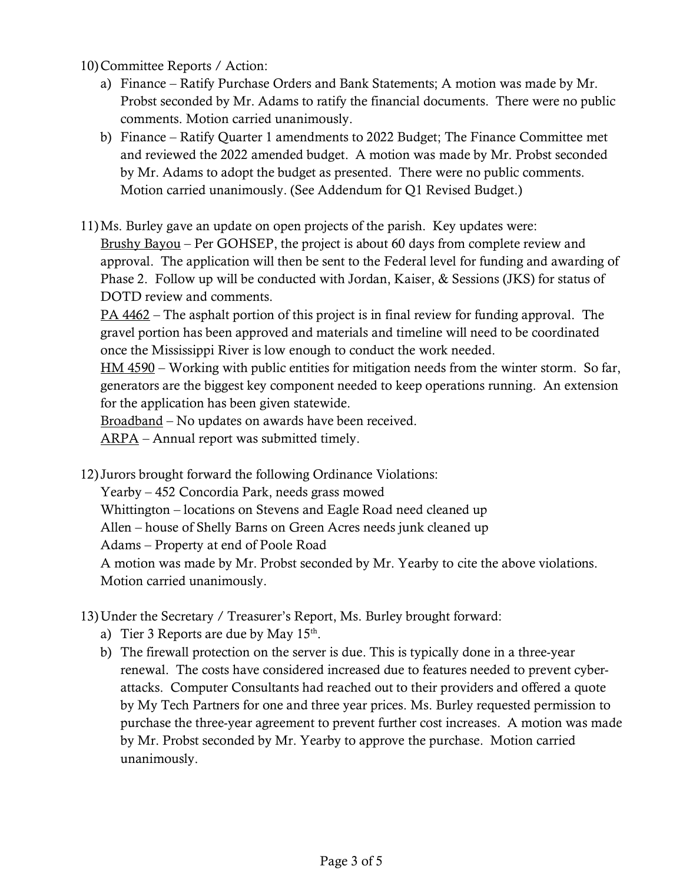10) Committee Reports / Action:
    a) Finance – Ratify Purchase Orders and Bank Statements; A motion was made by Mr. Probst seconded by Mr. Adams to ratify the financial documents. There were no public comments. Motion carried unanimously.
    b) Finance – Ratify Quarter 1 amendments to 2022 Budget; The Finance Committee met and reviewed the 2022 amended budget. A motion was made by Mr. Probst seconded by Mr. Adams to adopt the budget as presented. There were no public comments. Motion carried unanimously. (See Addendum for Q1 Revised Budget.)

11) Ms. Burley gave an update on open projects of the parish. Key updates were:
    <u>Brushy Bayou</u> – Per GOHSEP, the project is about 60 days from complete review and approval. The application will then be sent to the Federal level for funding and awarding of Phase 2. Follow up will be conducted with Jordan, Kaiser, & Sessions (JKS) for status of DOTD review and comments.
    <u>PA 4462</u> – The asphalt portion of this project is in final review for funding approval. The gravel portion has been approved and materials and timeline will need to be coordinated once the Mississippi River is low enough to conduct the work needed.
    <u>HM 4590</u> – Working with public entities for mitigation needs from the winter storm. So far, generators are the biggest key component needed to keep operations running. An extension for the application has been given statewide.
    <u>Broadband</u> – No updates on awards have been received.
    <u>ARPA</u> – Annual report was submitted timely.

12) Jurors brought forward the following Ordinance Violations:
    Yearby – 452 Concordia Park, needs grass mowed
    Whittington – locations on Stevens and Eagle Road need cleaned up
    Allen – house of Shelly Barns on Green Acres needs junk cleaned up
    Adams – Property at end of Poole Road
    A motion was made by Mr. Probst seconded by Mr. Yearby to cite the above violations. Motion carried unanimously.

13) Under the Secretary / Treasurer's Report, Ms. Burley brought forward:
    a) Tier 3 Reports are due by May 15th.
    b) The firewall protection on the server is due. This is typically done in a three-year renewal. The costs have considered increased due to features needed to prevent cyber-attacks. Computer Consultants had reached out to their providers and offered a quote by My Tech Partners for one and three year prices. Ms. Burley requested permission to purchase the three-year agreement to prevent further cost increases. A motion was made by Mr. Probst seconded by Mr. Yearby to approve the purchase. Motion carried unanimously.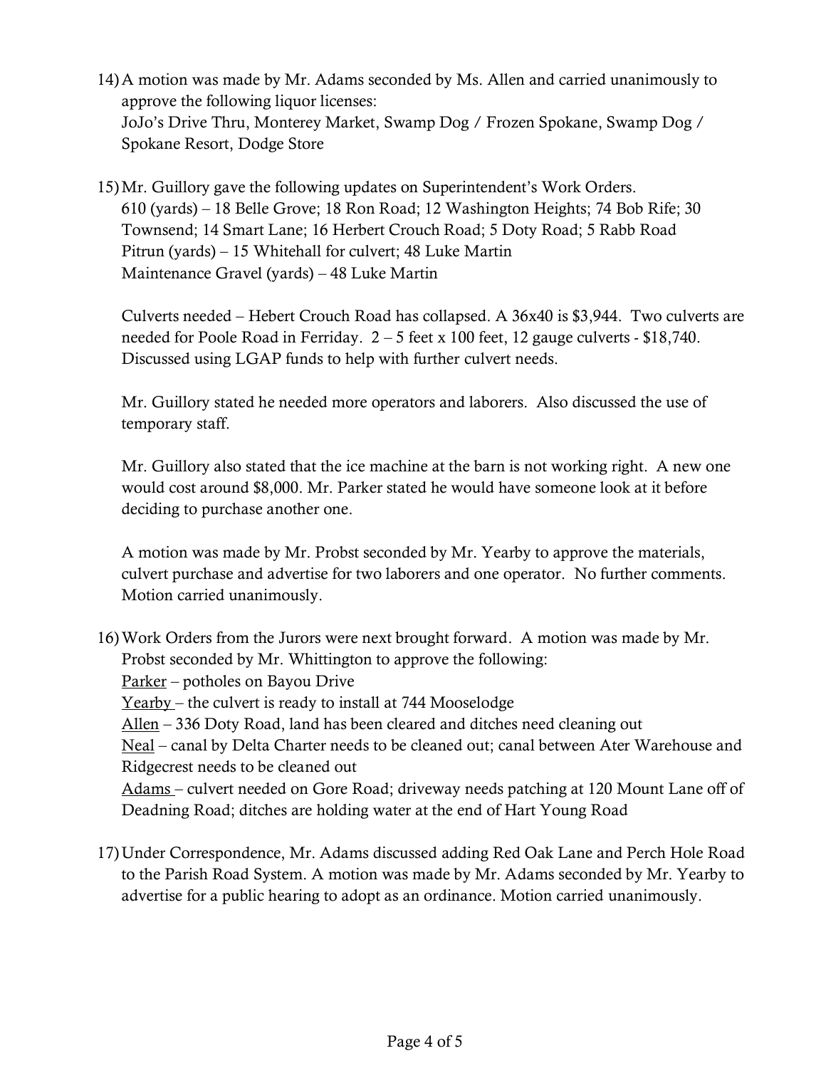14) A motion was made by Mr. Adams seconded by Ms. Allen and carried unanimously to approve the following liquor licenses:
JoJo's Drive Thru, Monterey Market, Swamp Dog / Frozen Spokane, Swamp Dog / Spokane Resort, Dodge Store

15) Mr. Guillory gave the following updates on Superintendent's Work Orders.
610 (yards) – 18 Belle Grove; 18 Ron Road; 12 Washington Heights; 74 Bob Rife; 30 Townsend; 14 Smart Lane; 16 Herbert Crouch Road; 5 Doty Road; 5 Rabb Road
Pitrun (yards) – 15 Whitehall for culvert; 48 Luke Martin
Maintenance Gravel (yards) – 48 Luke Martin

Culverts needed – Hebert Crouch Road has collapsed. A 36x40 is $3,944. Two culverts are needed for Poole Road in Ferriday. 2 – 5 feet x 100 feet, 12 gauge culverts - $18,740. Discussed using LGAP funds to help with further culvert needs.

Mr. Guillory stated he needed more operators and laborers. Also discussed the use of temporary staff.

Mr. Guillory also stated that the ice machine at the barn is not working right. A new one would cost around $8,000. Mr. Parker stated he would have someone look at it before deciding to purchase another one.

A motion was made by Mr. Probst seconded by Mr. Yearby to approve the materials, culvert purchase and advertise for two laborers and one operator. No further comments. Motion carried unanimously.

16) Work Orders from the Jurors were next brought forward. A motion was made by Mr. Probst seconded by Mr. Whittington to approve the following:
<u>Parker</u> – potholes on Bayou Drive
<u>Yearby</u> – the culvert is ready to install at 744 Mooselodge
<u>Allen</u> – 336 Doty Road, land has been cleared and ditches need cleaning out
<u>Neal</u> – canal by Delta Charter needs to be cleaned out; canal between Ater Warehouse and Ridgecrest needs to be cleaned out
<u>Adams</u> – culvert needed on Gore Road; driveway needs patching at 120 Mount Lane off of Deadning Road; ditches are holding water at the end of Hart Young Road

17) Under Correspondence, Mr. Adams discussed adding Red Oak Lane and Perch Hole Road to the Parish Road System. A motion was made by Mr. Adams seconded by Mr. Yearby to advertise for a public hearing to adopt as an ordinance. Motion carried unanimously.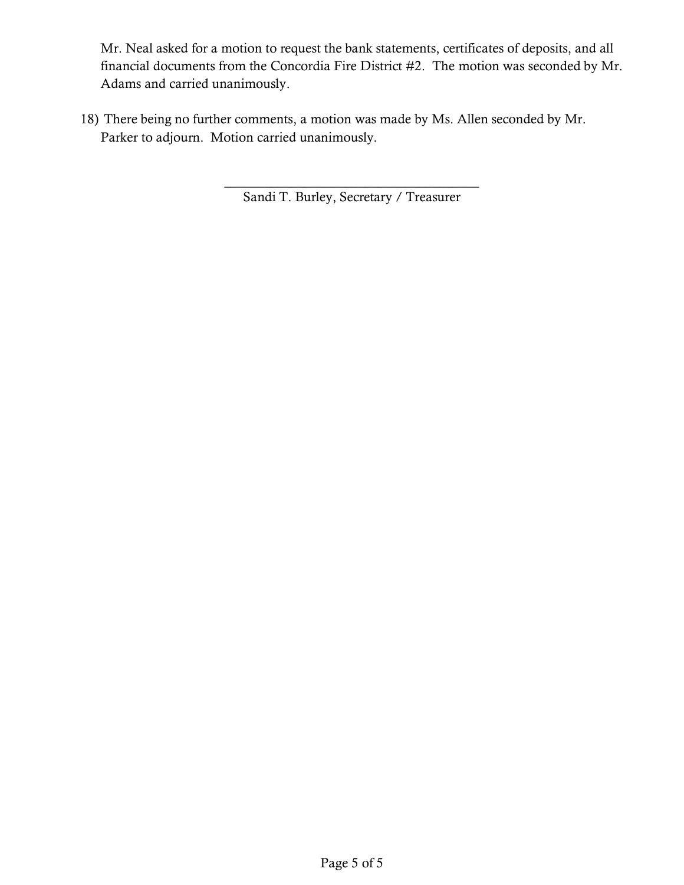Mr. Neal asked for a motion to request the bank statements, certificates of deposits, and all financial documents from the Concordia Fire District #2. The motion was seconded by Mr. Adams and carried unanimously.

18) There being no further comments, a motion was made by Ms. Allen seconded by Mr. Parker to adjourn. Motion carried unanimously.

\_\_\_\_\_\_\_\_\_\_\_\_\_\_\_\_\_\_\_\_\_\_\_\_\_\_\_\_\_\_\_\_\_\_\_\_\_\_\_\_

Sandi T. Burley, Secretary / Treasurer